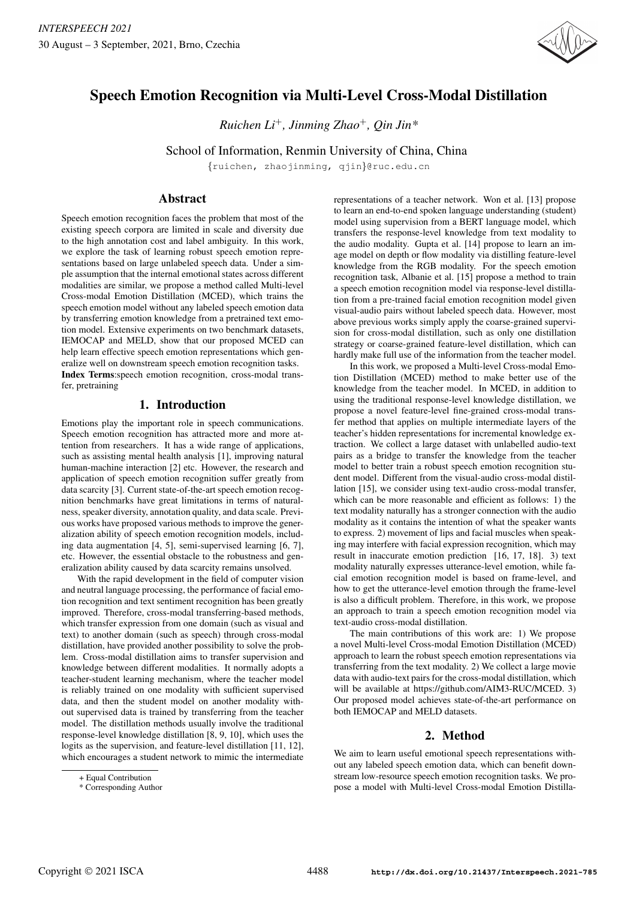# Speech Emotion Recognition via Multi-Level Cross-Modal Distillation

*Ruichen Li*[+], *Jinming Zhao*[+], *Qin Jin**

School of Information, Renmin University of China, China

{ruichen, zhaojinming, qjin}@ruc.edu.cn

## Abstract

Speech emotion recognition faces the problem that most of the existing speech corpora are limited in scale and diversity due to the high annotation cost and label ambiguity. In this work, we explore the task of learning robust speech emotion representations based on large unlabeled speech data. Under a simple assumption that the internal emotional states across different modalities are similar, we propose a method called Multi-level Cross-modal Emotion Distillation (MCED), which trains the speech emotion model without any labeled speech emotion data by transferring emotion knowledge from a pretrained text emotion model. Extensive experiments on two benchmark datasets, IEMOCAP and MELD, show that our proposed MCED can help learn effective speech emotion representations which generalize well on downstream speech emotion recognition tasks.

**Index Terms**:speech emotion recognition, cross-modal transfer, pretraining

## 1. Introduction

Emotions play the important role in speech communications. Speech emotion recognition has attracted more and more attention from researchers. It has a wide range of applications, such as assisting mental health analysis [1], improving natural human-machine interaction [2] etc. However, the research and application of speech emotion recognition suffer greatly from data scarcity [3]. Current state-of-the-art speech emotion recognition benchmarks have great limitations in terms of naturalness, speaker diversity, annotation quality, and data scale. Previous works have proposed various methods to improve the generalization ability of speech emotion recognition models, including data augmentation [4, 5], semi-supervised learning [6, 7], etc. However, the essential obstacle to the robustness and generalization ability caused by data scarcity remains unsolved.

With the rapid development in the field of computer vision and natural language processing, the performance of facial emotion recognition and text sentiment recognition has been greatly improved. Therefore, cross-modal transferring-based methods, which transfer expression from one domain (such as visual and text) to another domain (such as speech) through cross-modal distillation, have provided another possibility to solve the problem. Cross-modal distillation aims to transfer supervision and knowledge between different modalities. It normally adopts a teacher-student learning mechanism, where the teacher model is reliably trained on one modality with sufficient supervised data, and then the student model on another modality without supervised data is trained by transferring from the teacher model. The distillation methods usually involve the traditional response-level knowledge distillation [8, 9, 10], which uses the logits as the supervision, and feature-level distillation [11, 12], which encourages a student network to mimic the intermediate representations of a teacher network. Won et al. [13] propose to learn an end-to-end spoken language understanding (student) model using supervision from a BERT language model, which transfers the response-level knowledge from text modality to the audio modality. Gupta et al. [14] propose to learn an image model on depth or flow modality via distilling feature-level knowledge from the RGB modality. For the speech emotion recognition task, Albanie et al. [15] propose a method to train a speech emotion recognition model via response-level distillation from a pre-trained facial emotion recognition model given visual-audio pairs without labeled speech data. However, most above previous works simply apply the coarse-grained supervision for cross-modal distillation, such as only one distillation strategy or coarse-grained feature-level distillation, which can hardly make full use of the information from the teacher model.

In this work, we proposed a Multi-level Cross-modal Emotion Distillation (MCED) method to make better use of the knowledge from the teacher model. In MCED, in addition to using the traditional response-level knowledge distillation, we propose a novel feature-level fine-grained cross-modal transfer method that applies on multiple intermediate layers of the teacher's hidden representations for incremental knowledge extraction. We collect a large dataset with unlabelled audio-text pairs as a bridge to transfer the knowledge from the teacher model to better train a robust speech emotion recognition student model. Different from the visual-audio cross-modal distillation [15], we consider using text-audio cross-modal transfer, which can be more reasonable and efficient as follows: 1) the text modality naturally has a stronger connection with the audio modality as it contains the intention of what the speaker wants to express. 2) movement of lips and facial muscles when speaking may interfere with facial expression recognition, which may result in inaccurate emotion prediction [16, 17, 18]. 3) text modality naturally expresses utterance-level emotion, while facial emotion recognition model is based on frame-level, and how to get the utterance-level emotion through the frame-level is also a difficult problem. Therefore, in this work, we propose an approach to train a speech emotion recognition model via text-audio cross-modal distillation.

The main contributions of this work are: 1) We propose a novel Multi-level Cross-modal Emotion Distillation (MCED) approach to learn the robust speech emotion representations via transferring from the text modality. 2) We collect a large movie data with audio-text pairs for the cross-modal distillation, which will be available at https://github.com/AIM3-RUC/MCED. 3) Our proposed model achieves state-of-the-art performance on both IEMOCAP and MELD datasets.

## 2. Method

We aim to learn useful emotional speech representations without any labeled speech emotion data, which can benefit downstream low-resource speech emotion recognition tasks. We propose a model with Multi-level Cross-modal Emotion Distilla-

+ Equal Contribution

* Corresponding Author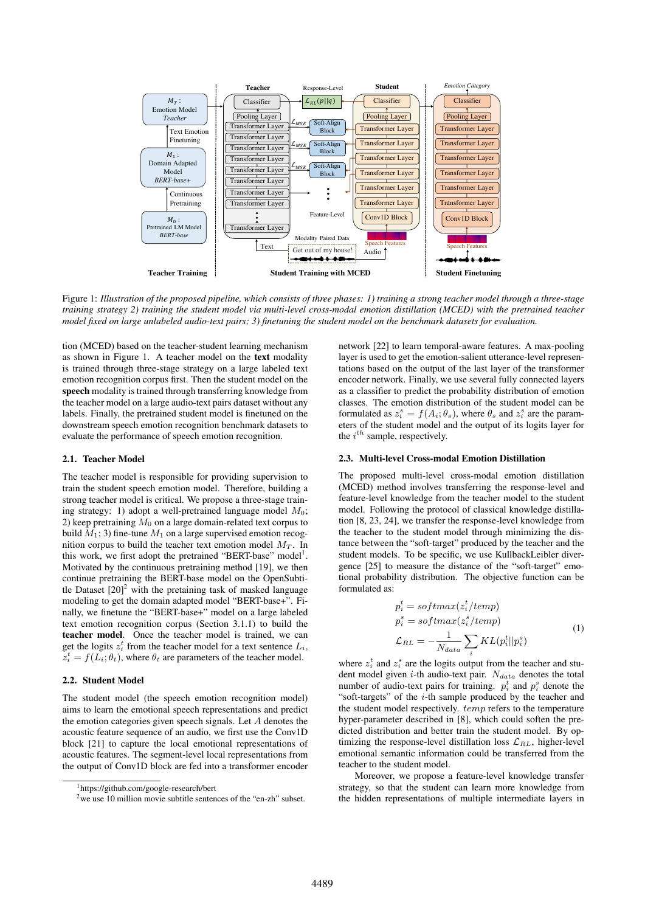Figure 1: *Illustration of the proposed pipeline, which consists of three phases: 1) training a strong teacher model through a three-stage training strategy 2) training the student model via multi-level cross-modal emotion distillation (MCED) with the pretrained teacher model fixed on large unlabeled audio-text pairs; 3) finetuning the student model on the benchmark datasets for evaluation.*

tion (MCED) based on the teacher-student learning mechanism as shown in Figure 1. A teacher model on the **text** modality is trained through three-stage strategy on a large labeled text emotion recognition corpus first. Then the student model on the **speech** modality is trained through transferring knowledge from the teacher model on a large audio-text pairs dataset without any labels. Finally, the pretrained student model is finetuned on the downstream speech emotion recognition benchmark datasets to evaluate the performance of speech emotion recognition.

### 2.1. Teacher Model

The teacher model is responsible for providing supervision to train the student speech emotion model. Therefore, building a strong teacher model is critical. We propose a three-stage training strategy: 1) adopt a well-pretrained language model $M_0$; 2) keep pretraining $M_0$ on a large domain-related text corpus to build $M_1$; 3) fine-tune $M_1$ on a large supervised emotion recognition corpus to build the teacher text emotion model $M_T$. In this work, we first adopt the pretrained "BERT-base" model[1]. Motivated by the continuous pretraining method [19], we then continue pretraining the BERT-base model on the OpenSubtitle Dataset [20][2] with the pretaining task of masked language modeling to get the domain adapted model "BERT-base+". Finally, we finetune the "BERT-base+" model on a large labeled text emotion recognition corpus (Section 3.1.1) to build the **teacher model**. Once the teacher model is trained, we can get the logits $z_i^t$ from the teacher model for a text sentence $L_i$, $z_i^t = f(L_i; \theta_t)$, where $\theta_t$ are parameters of the teacher model.

### 2.2. Student Model

The student model (the speech emotion recognition model) aims to learn the emotional speech representations and predict the emotion categories given speech signals. Let $A$ denotes the acoustic feature sequence of an audio, we first use the Conv1D block [21] to capture the local emotional representations of acoustic features. The segment-level local representations from the output of Conv1D block are fed into a transformer encoder network [22] to learn temporal-aware features. A max-pooling layer is used to get the emotion-salient utterance-level representations based on the output of the last layer of the transformer encoder network. Finally, we use several fully connected layers as a classifier to predict the probability distribution of emotion classes. The emotion distribution of the student model can be formulated as $z_i^s = f(A_i; \theta_s)$, where $\theta_s$ and $z_i^s$ are the parameters of the student model and the output of its logits layer for the $i^{th}$ sample, respectively.

### 2.3. Multi-level Cross-modal Emotion Distillation

The proposed multi-level cross-modal emotion distillation (MCED) method involves transferring the response-level and feature-level knowledge from the teacher model to the student model. Following the protocol of classical knowledge distillation [8, 23, 24], we transfer the response-level knowledge from the teacher to the student model through minimizing the distance between the "soft-target" produced by the teacher and the student models. To be specific, we use KullbackLeibler divergence [25] to measure the distance of the "soft-target" emotional probability distribution. The objective function can be formulated as:

$$
\begin{aligned}
p_i^t &= softmax(z_i^t/temp) \\
p_i^s &= softmax(z_i^s/temp) \\
\mathcal{L}_{RL} &= -\frac{1}{N_{data}} \sum_i KL(p_i^t || p_i^s)
\end{aligned}
\tag{1}
$$

where $z_i^t$ and $z_i^s$ are the logits output from the teacher and student model given $i$-th audio-text pair. $N_{data}$ denotes the total number of audio-text pairs for training. $p_i^t$ and $p_i^s$ denote the "soft-targets" of the $i$-th sample produced by the teacher and the student model respectively. $temp$ refers to the temperature hyper-parameter described in [8], which could soften the predicted distribution and better train the student model. By optimizing the response-level distillation loss $\mathcal{L}_{RL}$, higher-level emotional semantic information could be transferred from the teacher to the student model.

Moreover, we propose a feature-level knowledge transfer strategy, so that the student can learn more knowledge from the hidden representations of multiple intermediate layers in

[1] https://github.com/google-research/bert

[2] we use 10 million movie subtitle sentences of the "en-zh" subset.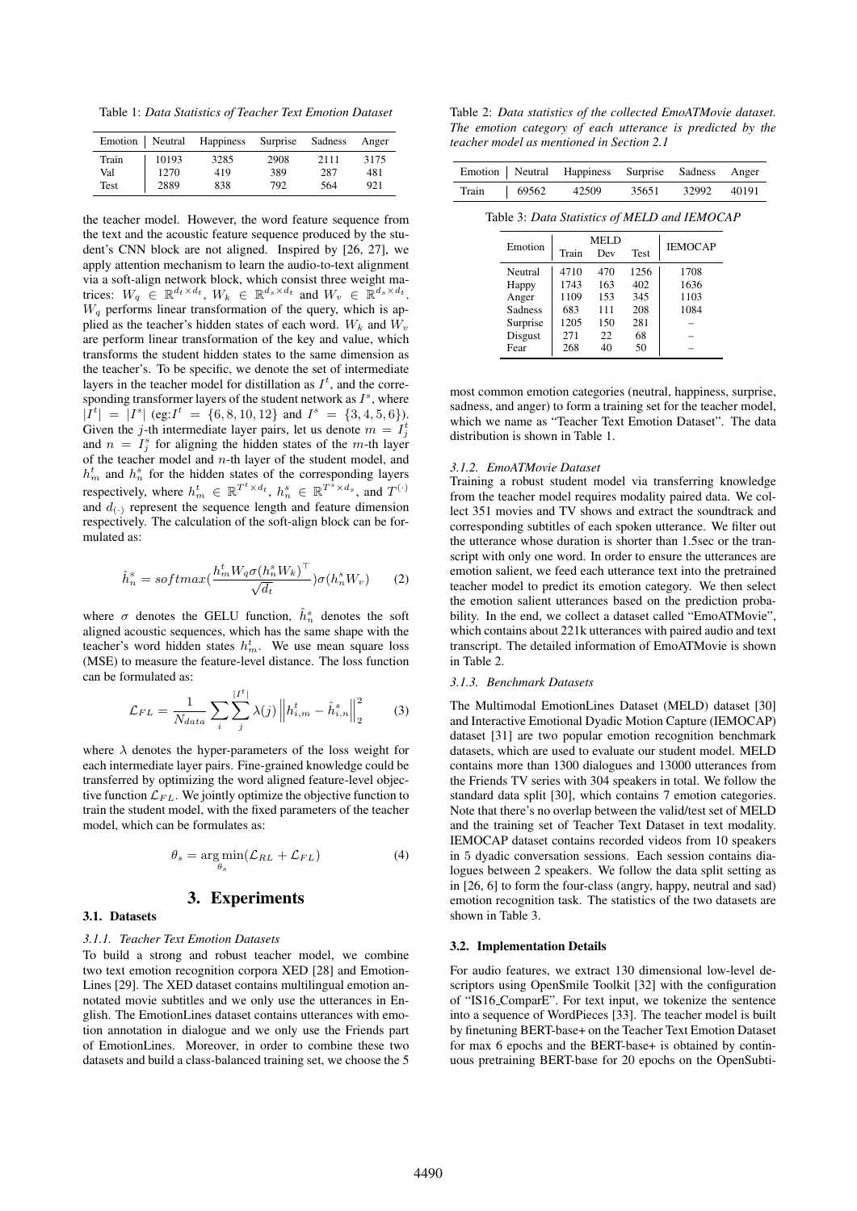Table 1: *Data Statistics of Teacher Text Emotion Dataset*

| Emotion | Neutral | Happiness | Surprise | Sadness | Anger |
|---|---|---|---|---|---|
| Train | 10193 | 3285 | 2908 | 2111 | 3175 |
| Val | 1270 | 419 | 389 | 287 | 481 |
| Test | 2889 | 838 | 792 | 564 | 921 |

the teacher model. However, the word feature sequence from the text and the acoustic feature sequence produced by the student's CNN block are not aligned. Inspired by [26, 27], we apply attention mechanism to learn the audio-to-text alignment via a soft-align network block, which consist three weight matrices: $W_q \in \mathbb{R}^{d_t \times d_t}$, $W_k \in \mathbb{R}^{d_s \times d_t}$ and $W_v \in \mathbb{R}^{d_s \times d_t}$. $W_q$ performs linear transformation of the query, which is applied as the teacher's hidden states of each word. $W_k$ and $W_v$ are perform linear transformation of the key and value, which transforms the student hidden states to the same dimension as the teacher's. To be specific, we denote the set of intermediate layers in the teacher model for distillation as $I^t$, and the corresponding transformer layers of the student network as $I^s$, where $|I^t| = |I^s|$ (eg:$I^t = \{6, 8, 10, 12\}$ and $I^s = \{3, 4, 5, 6\}$). Given the $j$-th intermediate layer pairs, let us denote $m = I^t_j$ and $n = I^s_j$ for aligning the hidden states of the $m$-th layer of the teacher model and $n$-th layer of the student model, and $h^t_m$ and $h^s_n$ for the hidden states of the corresponding layers respectively, where $h^t_m \in \mathbb{R}^{T^t \times d_t}$, $h^s_n \in \mathbb{R}^{T^s \times d_s}$, and $T^{(\cdot)}$ and $d_{(\cdot)}$ represent the sequence length and feature dimension respectively. The calculation of the soft-align block can be formulated as:

$$\hat{h}^s_n = softmax\left(\frac{h^t_m W_q \sigma(h^s_n W_k)^\top}{\sqrt{d_t}}\right)\sigma(h^s_n W_v) \quad (2)$$

where $\sigma$ denotes the GELU function, $\hat{h}^s_n$ denotes the soft aligned acoustic sequences, which has the same shape with the teacher's word hidden states $h^t_m$. We use mean square loss (MSE) to measure the feature-level distance. The loss function can be formulated as:

$$\mathcal{L}_{FL} = \frac{1}{N_{data}} \sum_{i} \sum_{j}^{|I^t|} \lambda(j) \left\| h^t_{i,m} - \hat{h}^s_{i,n} \right\|^2_2 \quad (3)$$

where $\lambda$ denotes the hyper-parameters of the loss weight for each intermediate layer pairs. Fine-grained knowledge could be transferred by optimizing the word aligned feature-level objective function $\mathcal{L}_{FL}$. We jointly optimize the objective function to train the student model, with the fixed parameters of the teacher model, which can be formulates as:

$$\theta_s = \underset{\theta_s}{\arg\min}(\mathcal{L}_{RL} + \mathcal{L}_{FL}) \quad (4)$$

# 3. Experiments

## 3.1. Datasets

### 3.1.1. Teacher Text Emotion Datasets

To build a strong and robust teacher model, we combine two text emotion recognition corpora XED [28] and EmotionLines [29]. The XED dataset contains multilingual emotion annotated movie subtitles and we only use the utterances in English. The EmotionLines dataset contains utterances with emotion annotation in dialogue and we only use the Friends part of EmotionLines. Moreover, in order to combine these two datasets and build a class-balanced training set, we choose the 5 most common emotion categories (neutral, happiness, surprise, sadness, and anger) to form a training set for the teacher model, which we name as "Teacher Text Emotion Dataset". The data distribution is shown in Table 1.

Table 2: *Data statistics of the collected EmoATMovie dataset. The emotion category of each utterance is predicted by the teacher model as mentioned in Section 2.1*

| Emotion | Neutral | Happiness | Surprise | Sadness | Anger |
|---|---|---|---|---|---|
| Train | 69562 | 42509 | 35651 | 32992 | 40191 |

Table 3: *Data Statistics of MELD and IEMOCAP*

| Emotion | MELD | | | IEMOCAP |
|---|---|---|---|---|
| | Train | Dev | Test | |
| Neutral | 4710 | 470 | 1256 | 1708 |
| Happy | 1743 | 163 | 402 | 1636 |
| Anger | 1109 | 153 | 345 | 1103 |
| Sadness | 683 | 111 | 208 | 1084 |
| Surprise | 1205 | 150 | 281 | – |
| Disgust | 271 | 22 | 68 | – |
| Fear | 268 | 40 | 50 | – |

### 3.1.2. EmoATMovie Dataset

Training a robust student model via transferring knowledge from the teacher model requires modality paired data. We collect 351 movies and TV shows and extract the soundtrack and corresponding subtitles of each spoken utterance. We filter out the utterance whose duration is shorter than 1.5sec or the transcript with only one word. In order to ensure the utterances are emotion salient, we feed each utterance text into the pretrained teacher model to predict its emotion category. We then select the emotion salient utterances based on the prediction probability. In the end, we collect a dataset called "EmoATMovie", which contains about 221k utterances with paired audio and text transcript. The detailed information of EmoATMovie is shown in Table 2.

### 3.1.3. Benchmark Datasets

The Multimodal EmotionLines Dataset (MELD) dataset [30] and Interactive Emotional Dyadic Motion Capture (IEMOCAP) dataset [31] are two popular emotion recognition benchmark datasets, which are used to evaluate our student model. MELD contains more than 1300 dialogues and 13000 utterances from the Friends TV series with 304 speakers in total. We follow the standard data split [30], which contains 7 emotion categories. Note that there's no overlap between the valid/test set of MELD and the training set of Teacher Text Dataset in text modality. IEMOCAP dataset contains recorded videos from 10 speakers in 5 dyadic conversation sessions. Each session contains dialogues between 2 speakers. We follow the data split setting as in [26, 6] to form the four-class (angry, happy, neutral and sad) emotion recognition task. The statistics of the two datasets are shown in Table 3.

## 3.2. Implementation Details

For audio features, we extract 130 dimensional low-level descriptors using OpenSmile Toolkit [32] with the configuration of "IS16_ComparE". For text input, we tokenize the sentence into a sequence of WordPieces [33]. The teacher model is built by finetuning BERT-base+ on the Teacher Text Emotion Dataset for max 6 epochs and the BERT-base+ is obtained by continuous pretraining BERT-base for 20 epochs on the OpenSubti-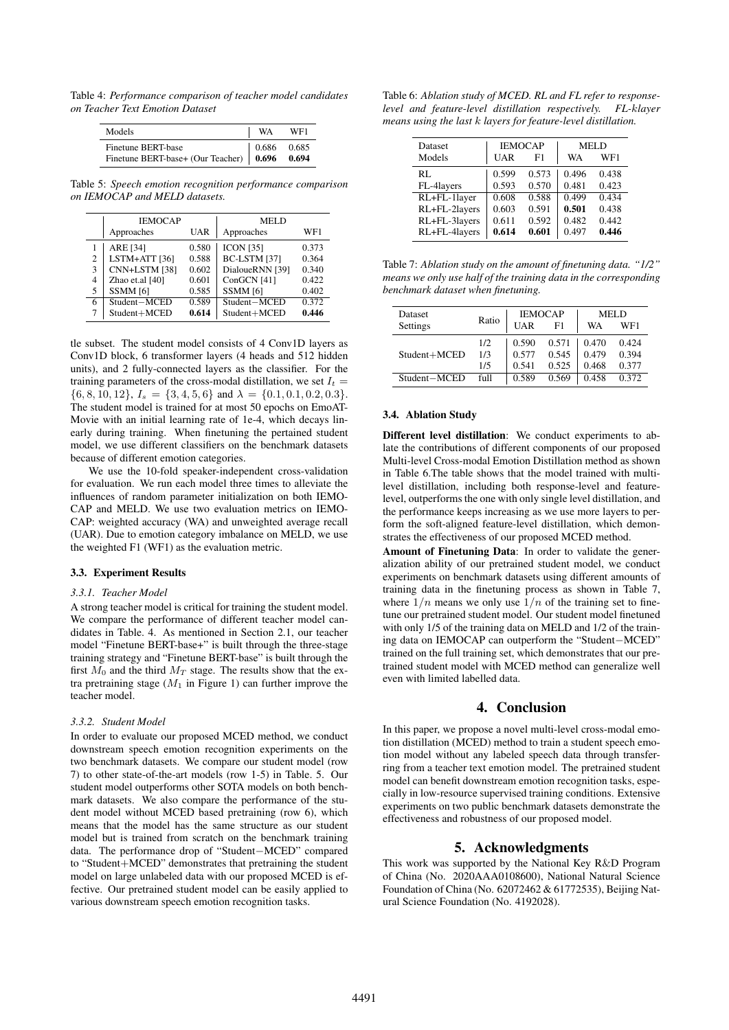Table 4: *Performance comparison of teacher model candidates on Teacher Text Emotion Dataset*

| Models | WA | WF1 |
|---|---|---|
| Finetune BERT-base | 0.686 | 0.685 |
| Finetune BERT-base+ (Our Teacher) | **0.696** | **0.694** |

Table 5: *Speech emotion recognition performance comparison on IEMOCAP and MELD datasets.*

| | IEMOCAP | | MELD | |
|---|---|---|---|---|
| | Approaches | UAR | Approaches | WF1 |
| 1 | ARE [34] | 0.580 | ICON [35] | 0.373 |
| 2 | LSTM+ATT [36] | 0.588 | BC-LSTM [37] | 0.364 |
| 3 | CNN+LSTM [38] | 0.602 | DialoueRNN [39] | 0.340 |
| 4 | Zhao et.al [40] | 0.601 | ConGCN [41] | 0.422 |
| 5 | SSMM [6] | 0.585 | SSMM [6] | 0.402 |
| 6 | Student−MCED | 0.589 | Student−MCED | 0.372 |
| 7 | Student+MCED | **0.614** | Student+MCED | **0.446** |

tle subset. The student model consists of 4 Conv1D layers as Conv1D block, 6 transformer layers (4 heads and 512 hidden units), and 2 fully-connected layers as the classifier. For the training parameters of the cross-modal distillation, we set $I_t = \{6, 8, 10, 12\}$, $I_s = \{3, 4, 5, 6\}$ and $\lambda = \{0.1, 0.1, 0.2, 0.3\}$. The student model is trained for at most 50 epochs on EmoAT-Movie with an initial learning rate of 1e-4, which decays linearly during training. When finetuning the pertained student model, we use different classifiers on the benchmark datasets because of different emotion categories.

We use the 10-fold speaker-independent cross-validation for evaluation. We run each model three times to alleviate the influences of random parameter initialization on both IEMOCAP and MELD. We use two evaluation metrics on IEMOCAP: weighted accuracy (WA) and unweighted average recall (UAR). Due to emotion category imbalance on MELD, we use the weighted F1 (WF1) as the evaluation metric.

### 3.3. Experiment Results

#### 3.3.1. Teacher Model

A strong teacher model is critical for training the student model. We compare the performance of different teacher model candidates in Table. 4. As mentioned in Section 2.1, our teacher model "Finetune BERT-base+" is built through the three-stage training strategy and "Finetune BERT-base" is built through the first $M_0$ and the third $M_T$ stage. The results show that the extra pretraining stage ($M_1$ in Figure 1) can further improve the teacher model.

#### 3.3.2. Student Model

In order to evaluate our proposed MCED method, we conduct downstream speech emotion recognition experiments on the two benchmark datasets. We compare our student model (row 7) to other state-of-the-art models (row 1-5) in Table. 5. Our student model outperforms other SOTA models on both benchmark datasets. We also compare the performance of the student model without MCED based pretraining (row 6), which means that the model has the same structure as our student model but is trained from scratch on the benchmark training data. The performance drop of "Student−MCED" compared to "Student+MCED" demonstrates that pretraining the student model on large unlabeled data with our proposed MCED is effective. Our pretrained student model can be easily applied to various downstream speech emotion recognition tasks.

Table 6: *Ablation study of MCED. RL and FL refer to response-level and feature-level distillation respectively. FL-$k$layer means using the last $k$ layers for feature-level distillation.*

| Dataset | IEMOCAP | | MELD | |
|---|---|---|---|---|
| Models | UAR | F1 | WA | WF1 |
| RL | 0.599 | 0.573 | 0.496 | 0.438 |
| FL-4layers | 0.593 | 0.570 | 0.481 | 0.423 |
| RL+FL-1layer | 0.608 | 0.588 | 0.499 | 0.434 |
| RL+FL-2layers | 0.603 | 0.591 | **0.501** | 0.438 |
| RL+FL-3layers | 0.611 | 0.592 | 0.482 | 0.442 |
| RL+FL-4layers | **0.614** | **0.601** | 0.497 | **0.446** |

Table 7: *Ablation study on the amount of finetuning data. "1/2" means we only use half of the training data in the corresponding benchmark dataset when finetuning.*

| Dataset Settings | Ratio | IEMOCAP UAR | IEMOCAP F1 | MELD WA | MELD WF1 |
|---|---|---|---|---|---|
| Student+MCED | 1/2 | 0.590 | 0.571 | 0.470 | 0.424 |
| | 1/3 | 0.577 | 0.545 | 0.479 | 0.394 |
| | 1/5 | 0.541 | 0.525 | 0.468 | 0.377 |
| Student−MCED | full | 0.589 | 0.569 | 0.458 | 0.372 |

### 3.4. Ablation Study

**Different level distillation**: We conduct experiments to ablate the contributions of different components of our proposed Multi-level Cross-modal Emotion Distillation method as shown in Table 6.The table shows that the model trained with multi-level distillation, including both response-level and feature-level, outperforms the one with only single level distillation, and the performance keeps increasing as we use more layers to perform the soft-aligned feature-level distillation, which demonstrates the effectiveness of our proposed MCED method.

**Amount of Finetuning Data**: In order to validate the generalization ability of our pretrained student model, we conduct experiments on benchmark datasets using different amounts of training data in the finetuning process as shown in Table 7, where $1/n$ means we only use $1/n$ of the training set to finetune our pretrained student model. Our student model finetuned with only 1/5 of the training data on MELD and 1/2 of the training data on IEMOCAP can outperform the "Student−MCED" trained on the full training set, which demonstrates that our pretrained student model with MCED method can generalize well even with limited labelled data.

## 4. Conclusion

In this paper, we propose a novel multi-level cross-modal emotion distillation (MCED) method to train a student speech emotion model without any labeled speech data through transferring from a teacher text emotion model. The pretrained student model can benefit downstream emotion recognition tasks, especially in low-resource supervised training conditions. Extensive experiments on two public benchmark datasets demonstrate the effectiveness and robustness of our proposed model.

## 5. Acknowledgments

This work was supported by the National Key R&D Program of China (No. 2020AAA0108600), National Natural Science Foundation of China (No. 62072462 & 61772535), Beijing Natural Science Foundation (No. 4192028).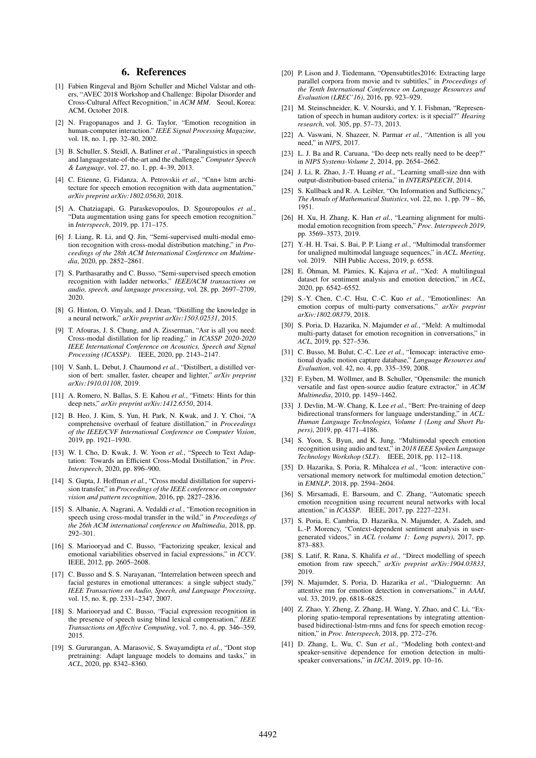## 6. References

[1] Fabien Ringeval and Björn Schuller and Michel Valstar and others, "AVEC 2018 Workshop and Challenge: Bipolar Disorder and Cross-Cultural Affect Recognition," in *ACM MM*. Seoul, Korea: ACM, October 2018.

[2] N. Fragopanagos and J. G. Taylor, "Emotion recognition in human-computer interaction." *IEEE Signal Processing Magazine*, vol. 18, no. 1, pp. 32–80, 2002.

[3] B. Schuller, S. Steidl, A. Batliner *et al.*, "Paralinguistics in speech and languagestate-of-the-art and the challenge," *Computer Speech & Language*, vol. 27, no. 1, pp. 4–39, 2013.

[4] C. Etienne, G. Fidanza, A. Petrovskii *et al.*, "Cnn+ lstm architecture for speech emotion recognition with data augmentation," *arXiv preprint arXiv:1802.05630*, 2018.

[5] A. Chatziagapi, G. Paraskevopoulos, D. Sgouropoulos *et al.*, "Data augmentation using gans for speech emotion recognition." in *Interspeech*, 2019, pp. 171–175.

[6] J. Liang, R. Li, and Q. Jin, "Semi-supervised multi-modal emotion recognition with cross-modal distribution matching," in *Proceedings of the 28th ACM International Conference on Multimedia*, 2020, pp. 2852–2861.

[7] S. Parthasarathy and C. Busso, "Semi-supervised speech emotion recognition with ladder networks," *IEEE/ACM transactions on audio, speech, and language processing*, vol. 28, pp. 2697–2709, 2020.

[8] G. Hinton, O. Vinyals, and J. Dean, "Distilling the knowledge in a neural network," *arXiv preprint arXiv:1503.02531*, 2015.

[9] T. Afouras, J. S. Chung, and A. Zisserman, "Asr is all you need: Cross-modal distillation for lip reading," in *ICASSP 2020-2020 IEEE International Conference on Acoustics, Speech and Signal Processing (ICASSP)*. IEEE, 2020, pp. 2143–2147.

[10] V. Sanh, L. Debut, J. Chaumond *et al.*, "Distilbert, a distilled version of bert: smaller, faster, cheaper and lighter," *arXiv preprint arXiv:1910.01108*, 2019.

[11] A. Romero, N. Ballas, S. E. Kahou *et al.*, "Fitnets: Hints for thin deep nets," *arXiv preprint arXiv:1412.6550*, 2014.

[12] B. Heo, J. Kim, S. Yun, H. Park, N. Kwak, and J. Y. Choi, "A comprehensive overhaul of feature distillation," in *Proceedings of the IEEE/CVF International Conference on Computer Vision*, 2019, pp. 1921–1930.

[13] W. I. Cho, D. Kwak, J. W. Yoon *et al.*, "Speech to Text Adaptation: Towards an Efficient Cross-Modal Distillation," in *Proc. Interspeech*, 2020, pp. 896–900.

[14] S. Gupta, J. Hoffman *et al.*, "Cross modal distillation for supervision transfer," in *Proceedings of the IEEE conference on computer vision and pattern recognition*, 2016, pp. 2827–2836.

[15] S. Albanie, A. Nagrani, A. Vedaldi *et al.*, "Emotion recognition in speech using cross-modal transfer in the wild," in *Proceedings of the 26th ACM international conference on Multimedia*, 2018, pp. 292–301.

[16] S. Mariooryad and C. Busso, "Factorizing speaker, lexical and emotional variabilities observed in facial expressions," in *ICCV*. IEEE, 2012, pp. 2605–2608.

[17] C. Busso and S. S. Narayanan, "Interrelation between speech and facial gestures in emotional utterances: a single subject study," *IEEE Transactions on Audio, Speech, and Language Processing*, vol. 15, no. 8, pp. 2331–2347, 2007.

[18] S. Mariooryad and C. Busso, "Facial expression recognition in the presence of speech using blind lexical compensation," *IEEE Transactions on Affective Computing*, vol. 7, no. 4, pp. 346–359, 2015.

[19] S. Gururangan, A. Marasović, S. Swayamdipta *et al.*, "Dont stop pretraining: Adapt language models to domains and tasks," in *ACL*, 2020, pp. 8342–8360.

[20] P. Lison and J. Tiedemann, "Opensubtitles2016: Extracting large parallel corpora from movie and tv subtitles," in *Proceedings of the Tenth International Conference on Language Resources and Evaluation (LREC'16)*, 2016, pp. 923–929.

[21] M. Steinschneider, K. V. Nourski, and Y. I. Fishman, "Representation of speech in human auditory cortex: is it special?" *Hearing research*, vol. 305, pp. 57–73, 2013.

[22] A. Vaswani, N. Shazeer, N. Parmar *et al.*, "Attention is all you need," in *NIPS*, 2017.

[23] L. J. Ba and R. Caruana, "Do deep nets really need to be deep?" in *NIPS Systems-Volume 2*, 2014, pp. 2654–2662.

[24] J. Li, R. Zhao, J.-T. Huang *et al.*, "Learning small-size dnn with output-distribution-based criteria," in *INTERSPEECH*, 2014.

[25] S. Kullback and R. A. Leibler, "On Information and Sufficiency," *The Annals of Mathematical Statistics*, vol. 22, no. 1, pp. 79 – 86, 1951.

[26] H. Xu, H. Zhang, K. Han *et al.*, "Learning alignment for multimodal emotion recognition from speech," *Proc. Interspeech 2019*, pp. 3569–3573, 2019.

[27] Y.-H. H. Tsai, S. Bai, P. P. Liang *et al.*, "Multimodal transformer for unaligned multimodal language sequences," in *ACL. Meeting*, vol. 2019. NIH Public Access, 2019, p. 6558.

[28] E. Öhman, M. Pàmies, K. Kajava *et al.*, "Xed: A multilingual dataset for sentiment analysis and emotion detection," in *ACL*, 2020, pp. 6542–6552.

[29] S.-Y. Chen, C.-C. Hsu, C.-C. Kuo *et al.*, "Emotionlines: An emotion corpus of multi-party conversations," *arXiv preprint arXiv:1802.08379*, 2018.

[30] S. Poria, D. Hazarika, N. Majumder *et al.*, "Meld: A multimodal multi-party dataset for emotion recognition in conversations," in *ACL*, 2019, pp. 527–536.

[31] C. Busso, M. Bulut, C.-C. Lee *et al.*, "Iemocap: interactive emotional dyadic motion capture database," *Language Resources and Evaluation*, vol. 42, no. 4, pp. 335–359, 2008.

[32] F. Eyben, M. Wöllmer, and B. Schuller, "Opensmile: the munich versatile and fast open-source audio feature extractor," in *ACM Multimedia*, 2010, pp. 1459–1462.

[33] J. Devlin, M.-W. Chang, K. Lee *et al.*, "Bert: Pre-training of deep bidirectional transformers for language understanding," in *ACL: Human Language Technologies, Volume 1 (Long and Short Papers)*, 2019, pp. 4171–4186.

[34] S. Yoon, S. Byun, and K. Jung, "Multimodal speech emotion recognition using audio and text," in *2018 IEEE Spoken Language Technology Workshop (SLT)*. IEEE, 2018, pp. 112–118.

[35] D. Hazarika, S. Poria, R. Mihalcea *et al.*, "Icon: interactive conversational memory network for multimodal emotion detection," in *EMNLP*, 2018, pp. 2594–2604.

[36] S. Mirsamadi, E. Barsoum, and C. Zhang, "Automatic speech emotion recognition using recurrent neural networks with local attention," in *ICASSP*. IEEE, 2017, pp. 2227–2231.

[37] S. Poria, E. Cambria, D. Hazarika, N. Majumder, A. Zadeh, and L.-P. Morency, "Context-dependent sentiment analysis in user-generated videos," in *ACL (volume 1: Long papers)*, 2017, pp. 873–883.

[38] S. Latif, R. Rana, S. Khalifa *et al.*, "Direct modelling of speech emotion from raw speech," *arXiv preprint arXiv:1904.03833*, 2019.

[39] N. Majumder, S. Poria, D. Hazarika *et al.*, "Dialoguernn: An attentive rnn for emotion detection in conversations," in *AAAI*, vol. 33, 2019, pp. 6818–6825.

[40] Z. Zhao, Y. Zheng, Z. Zhang, H. Wang, Y. Zhao, and C. Li, "Exploring spatio-temporal representations by integrating attention-based bidirectional-lstm-rnns and fcns for speech emotion recognition," in *Proc. Interspeech*, 2018, pp. 272–276.

[41] D. Zhang, L. Wu, C. Sun *et al.*, "Modeling both context-and speaker-sensitive dependence for emotion detection in multi-speaker conversations," in *IJCAI*, 2019, pp. 10–16.